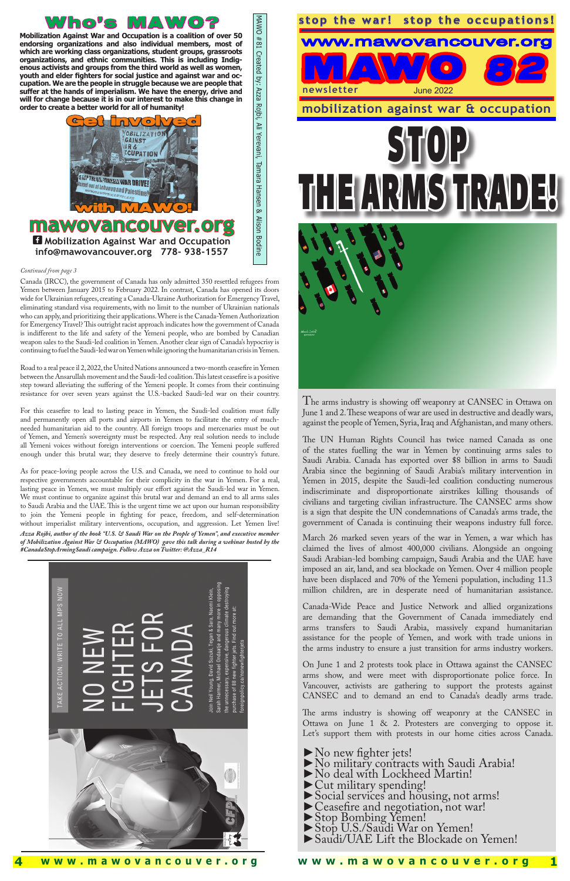# Who's MAWO?

**Mobilization Against War and Occupation is a coalition of over 50 endorsing organizations and also individual members, most of which are working class organizations, student groups, grassroots organizations, and ethnic communities. This is including Indigenous activists and groups from the third world as well as women, youth and elder fighters for social justice and against war and occupation. We are the people in struggle because we are people that suffer at the hands of imperialism. We have the energy, drive and will for change because it is in our interest to make this change in order to create a better world for all of humanity!**

## Get involved with MAWO!

**mawovancouver.org**

Mobilization Against War and Occupation
info@mawovancouver.org 778- 938-1557

MAWO #81 Created by: Azza Rojbi, Ali Yerevani, Tamara Hansen & Alison Bodine

*Continued from page 3*

Canada (IRCC), the government of Canada has only admitted 350 resettled refugees from Yemen between January 2015 to February 2022. In contrast, Canada has opened its doors wide for Ukrainian refugees, creating a Canada-Ukraine Authorization for Emergency Travel, eliminating standard visa requirements, with no limit to the number of Ukrainian nationals who can apply, and prioritizing their applications. Where is the Canada-Yemen Authorization for Emergency Travel? This outright racist approach indicates how the government of Canada is indifferent to the life and safety of the Yemeni people, who are bombed by Canadian weapon sales to the Saudi-led coalition in Yemen. Another clear sign of Canada's hypocrisy is continuing to fuel the Saudi-led war on Yemen while ignoring the humanitarian crisis in Yemen.

Road to a real peace il 2, 2022, the United Nations announced a two-month ceasefire in Yemen between the Ansarullah movement and the Saudi-led coalition. This latest ceasefire is a positive step toward alleviating the suffering of the Yemeni people. It comes from their continuing resistance for over seven years against the U.S.-backed Saudi-led war on their country.

For this ceasefire to lead to lasting peace in Yemen, the Saudi-led coalition must fully and permanently open all ports and airports in Yemen to facilitate the entry of much-needed humanitarian aid to the country. All foreign troops and mercenaries must be out of Yemen, and Yemen's sovereignty must be respected. Any real solution needs to include all Yemeni voices without foreign interventions or coercion. The Yemeni people suffered enough under this brutal war; they deserve to freely determine their country's future.

As for peace-loving people across the U.S. and Canada, we need to continue to hold our respective governments accountable for their complicity in the war in Yemen. For a real, lasting peace in Yemen, we must multiply our effort against the Saudi-led war in Yemen. We must continue to organize against this brutal war and demand an end to all arms sales to Saudi Arabia and the UAE. This is the urgent time we act upon our human responsibility to join the Yemeni people in fighting for peace, freedom, and self-determination without imperialist military interventions, occupation, and aggression. Let Yemen live!

***Azza Rojbi, author of the book "U.S. & Saudi War on the People of Yemen", and executive member of Mobilization Against War & Occupation (MAWO) gave this talk during a webinar hosted by the #CanadaStopArmingSaudi campaign. Follow Azza on Twitter: @Azza_R14***

TAKE ACTION. WRITE TO ALL MPS NOW

NO NEW FIGHTER JETS FOR CANADA

Join Neil Young, David Suzuki, Tegan & Sara, Naomi Klein, Sarah Harmer, Michael Ondaatje and many more in opposing the unnecessary, expensive, dangerous climate destroying purchase of 88 new fighter jets. Find out more at: foreignpolicy.ca/nonewfighterjets

stop the war! stop the occupations!

www.mawovancouver.org

# MAWO 82 newsletter

June 2022

mobilization against war & occupation

# STOP THE ARMS TRADE!

The arms industry is showing off weaponry at CANSEC in Ottawa on June 1 and 2. These weapons of war are used in destructive and deadly wars, against the people of Yemen, Syria, Iraq and Afghanistan, and many others.

The UN Human Rights Council has twice named Canada as one of the states fuelling the war in Yemen by continuing arms sales to Saudi Arabia. Canada has exported over $8 billion in arms to Saudi Arabia since the beginning of Saudi Arabia's military intervention in Yemen in 2015, despite the Saudi-led coalition conducting numerous indiscriminate and disproportionate airstrikes killing thousands of civilians and targeting civilian infrastructure. The CANSEC arms show is a sign that despite the UN condemnations of Canada's arms trade, the government of Canada is continuing their weapons industry full force.

March 26 marked seven years of the war in Yemen, a war which has claimed the lives of almost 400,000 civilians. Alongside an ongoing Saudi Arabian-led bombing campaign, Saudi Arabia and the UAE have imposed an air, land, and sea blockade on Yemen. Over 4 million people have been displaced and 70% of the Yemeni population, including 11.3 million children, are in desperate need of humanitarian assistance.

Canada-Wide Peace and Justice Network and allied organizations are demanding that the Government of Canada immediately end arms transfers to Saudi Arabia, massively expand humanitarian assistance for the people of Yemen, and work with trade unions in the arms industry to ensure a just transition for arms industry workers.

On June 1 and 2 protests took place in Ottawa against the CANSEC arms show, and were meet with disproportionate police force. In Vancouver, activists are gathering to support the protests against CANSEC and to demand an end to Canada's deadly arms trade.

The arms industry is showing off weaponry at the CANSEC in Ottawa on June 1 & 2. Protesters are converging to oppose it. Let's support them with protests in our home cities across Canada.

- ►No new fighter jets!
- ►No military contracts with Saudi Arabia!
- ►No deal with Lockheed Martin!
- ►Cut military spending!
- ►Social services and housing, not arms!
- ►Ceasefire and negotiation, not war!
- ►Stop Bombing Yemen!
- ►Stop U.S./Saudi War on Yemen!
- ►Saudi/UAE Lift the Blockade on Yemen!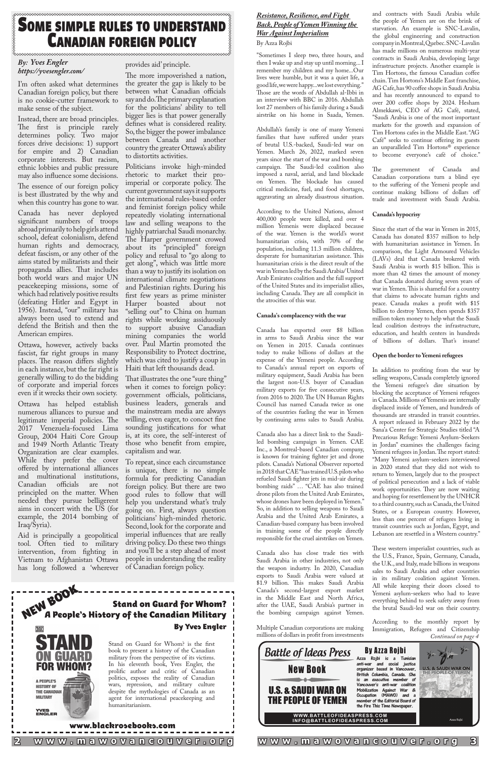# Some simple rules to understand Canadian foreign policy

*By: Yves Engler*
*https://yvesengler.com/*

I'm often asked what determines Canadian foreign policy, but there is no cookie-cutter framework to make sense of the subject.

Instead, there are broad principles. The first is principle rarely determines policy. Two major forces drive decisions: 1) support for empire and 2) Canadian corporate interests. But racism, ethnic lobbies and public pressure may also influence some decisions.

The essence of our foreign policy is best illustrated by the why and when this country has gone to war.

Canada has never deployed significant numbers of troops abroad primarily to help girls attend school, defeat colonialism, defend human rights and democracy, defeat fascism, or any other of the aims stated by militarists and their propaganda allies. That includes both world wars and major UN peacekeeping missions, some of which had relatively positive results (defeating Hitler and Egypt in 1956). Instead, "our" military has always been used to extend and defend the British and then the American empires.

Ottawa, however, actively backs fascist, far right groups in many places. The reason differs slightly in each instance, but the far right is generally willing to do the bidding of corporate and imperial forces even if it wrecks their own society.

Ottawa has helped establish numerous alliances to pursue and legitimate imperial policies. The 2017 Venezuela-focused Lima Group, 2004 Haiti Core Group and 1949 North Atlantic Treaty Organization are clear examples. While they prefer the cover offered by international alliances and multinational institutions, Canadian officials are not principled on the matter. When needed they pursue belligerent aims in concert with the US (for example, the 2014 bombing of Iraq/Syria).

Aid is principally a geopolitical tool. Often tied to military intervention, from fighting in Vietnam to Afghanistan Ottawa has long followed a 'wherever provides aid' principle.

The more impoverished a nation, the greater the gap is likely to be between what Canadian officials say and do. The primary explanation for the politicians' ability to tell bigger lies is that power generally defines what is considered reality. So, the bigger the power imbalance between Canada and another country the greater Ottawa's ability to distortits activities.

Politicians invoke high-minded rhetoric to market their pro-imperial or corporate policy. The current government says it supports the international rules-based order and feminist foreign policy while repeatedly violating international law and selling weapons to the highly patriarchal Saudi monarchy. The Harper government crowed about its "principled" foreign policy and refusal to "go along to get along", which was little more than a way to justify its isolation on international climate negotiations and Palestinian rights. During his first few years as prime minister Harper boasted about not "selling out" to China on human rights while working assiduously to support abusive Canadian mining companies the world over. Paul Martin promoted the Responsibility to Protect doctrine, which was cited to justify a coup in Haiti that left thousands dead.

That illustrates the one "sure thing" when it comes to foreign policy: government officials, politicians, business leaders, generals and the mainstream media are always willing, even eager, to concoct fine sounding justifications for what is, at its core, the self-interest of those who benefit from empire, capitalism and war.

To repeat, since each circumstance is unique, there is no simple formula for predicting Canadian foreign policy. But there are two good rules to follow that will help you understand what's truly going on. First, always question politicians' high-minded rhetoric. Second, look for the corporate and imperial influences that are really driving policy. Do these two things and you'll be a step ahead of most people in understanding the reality of Canadian foreign policy.

---

NEW BOOK

## Stand on Guard for Whom? A People's History of the Canadian Military

**By Yves Engler**

Stand on Guard for Whom? is the first book to present a history of the Canadian military from the perspective of its victims. In his eleventh book, Yves Engler, the prolific author and critic of Canadian politics, exposes the reality of Canadian wars, repression, and military culture despite the mythologies of Canada as an agent for international peacekeeping and humanitarianism.

www.blackrosebooks.com

---

## *Resistance, Resilience, and Fight Back, People of Yemen Winning the War Against Imperialism*

By Azza Rojbi

"Sometimes I sleep two, three hours, and then I wake up and stay up until morning... I remember my children and my home...Our lives were humble, but it was a quiet life, a good life, we were happy...we lost everything." Those are the words of Abdullah al-Ibbi in an interview with BBC in 2016. Abdullah lost 27 members of his family during a Saudi airstrike on his home in Saada, Yemen.

Abdullah's family is one of many Yemeni families that have suffered under years of brutal U.S.-backed, Saudi-led war on Yemen. March 26, 2022, marked seven years since the start of the war and bombing campaign. The Saudi-led coalition also imposed a naval, aerial, and land blockade on Yemen. The blockade has caused critical medicine, fuel, and food shortages, aggravating an already disastrous situation.

According to the United Nations, almost 400,000 people were killed, and over 4 million Yemenis were displaced because of the war. Yemen is the world's worst humanitarian crisis, with 70% of the population, including 11.3 million children, desperate for humanitarian assistance. This humanitarian crisis is the direct result of the war in Yemen led by the Saudi Arabia/United Arab Emirates coalition and the full support of the United States and its imperialist allies, including Canada. They are all complicit in the atrocities of this war.

### Canada's complacency with the war

Canada has exported over $8 billion in arms to Saudi Arabia since the war on Yemen in 2015. Canada continues today to make billions of dollars at the expense of the Yemeni people. According to Canada's annual report on exports of military equipment, Saudi Arabia has been the largest non-U.S. buyer of Canadian military exports for five consecutive years, from 2016 to 2020. The UN Human Rights Council has named Canada twice as one of the countries fueling the war in Yemen by continuing arms sales to Saudi Arabia.

Canada also has a direct link to the Saudi-led bombing campaign in Yemen. CAE Inc., a Montreal-based Canadian company, is known for training fighter jet and drone pilots. Canada's National Observer reported in 2018 that CAE "has trained U.S. pilots who refueled Saudi fighter jets in mid-air during bombing raids" … "CAE has also trained drone pilots from the United Arab Emirates, whose drones have been deployed in Yemen." So, in addition to selling weapons to Saudi Arabia and the United Arab Emirates, a Canadian-based company has been involved in training some of the people directly responsible for the cruel airstrikes on Yemen.

Canada also has close trade ties with Saudi Arabia in other industries, not only the weapon industry. In 2020, Canadian exports to Saudi Arabia were valued at $1.9 billion. This makes Saudi Arabia Canada's second-largest export market in the Middle East and North Africa, after the UAE, Saudi Arabia's partner in the bombing campaign against Yemen.

Multiple Canadian corporations are making millions of dollars in profit from investments and contracts with Saudi Arabia while the people of Yemen are on the brink of starvation. An example is SNC-Lavalin, the global engineering and construction company in Montreal, Quebec. SNC-Lavalin has made millions on numerous multi-year contracts in Saudi Arabia, developing large infrastructure projects. Another example is Tim Hortons, the famous Canadian coffee chain. Tim Hortons's Middle East franchise, AG Cafe, has 90 coffee shops in Saudi Arabia and has recently announced to expand to over 200 coffee shops by 2024. Hesham Almekkawi, CEO of AG Café, stated, "Saudi Arabia is one of the most important markets for the growth and expansion of Tim Hortons cafes in the Middle East. "AG Café" seeks to continue offering its guests an unparalleled Tim Hortons® experience to become everyone's café of choice."

The government of Canada and Canadian corporations turn a blind eye to the suffering of the Yemeni people and continue making billions of dollars off trade and investment with Saudi Arabia.

### Canada's hypocrisy

Since the start of the war in Yemen in 2015, Canada has donated $357 million to help with humanitarian assistance in Yemen. In comparison, the Light Armoured Vehicles (LAVs) deal that Canada brokered with Saudi Arabia is worth $15 billion. This is more than 42 times the amount of money that Canada donated during seven years of war in Yemen. This is shameful for a country that claims to advocate human rights and peace. Canada makes a profit with $15 billion to destroy Yemen, then spends $357 million token money to help what the Saudi lead coalition destroys the infrastructure, education, and health centers in hundreds of billions of dollars. That's insane!

### Open the border to Yemeni refugees

In addition to profiting from the war by selling weapons, Canada completely ignored the Yemeni refugee's dire situation by blocking the acceptance of Yemeni refugees in Canada. Millions of Yemenis are internally displaced inside of Yemen, and hundreds of thousands are stranded in transit countries. A report released in February 2022 by the Sana'a Center for Strategic Studies titled "A Precarious Refuge: Yemeni Asylum-Seekers in Jordan" examines the challenges facing Yemeni refugees in Jordan. The report stated: "Many Yemeni asylum-seekers interviewed in 2020 stated that they did not wish to return to Yemen, largely due to the prospect of political persecution and a lack of viable work opportunities. They are now waiting and hoping for resettlement by the UNHCR to a third country, such as Canada, the United States, or a European country. However, less than one percent of refugees living in transit countries such as Jordan, Egypt, and Lebanon are resettled in a Western country."

These western imperialist countries, such as the U.S., France, Spain, Germany, Canada, the U.K., and Italy, made billions in weapons sales to Saudi Arabia and other countries in its military coalition against Yemen. All while keeping their doors closed to Yemeni asylum-seekers who had to leave everything behind to seek safety away from the brutal Saudi-led war on their country.

According to the monthly report by Immigration, Refugees and Citizenship

*Continued on page 4*

---

Battle of Ideas Press

New Book

U.S. & SAUDI WAR ON THE PEOPLE OF YEMEN

**By Azza Rojbi**

Azza Rojbi is a Tunisian anti-war and social justice organizer based in Vancouver, British Columbia, Canada. She is an executive member of Vancouver's anti-war coalition Mobilization Against War & Occupation (MAWO) and a member of the Editorial Board of the Fire This Time Newspaper.

WWW.BATTLEOFIDEASPRESS.COM
INFO@BATTLEOFIDEASPRESS.COM